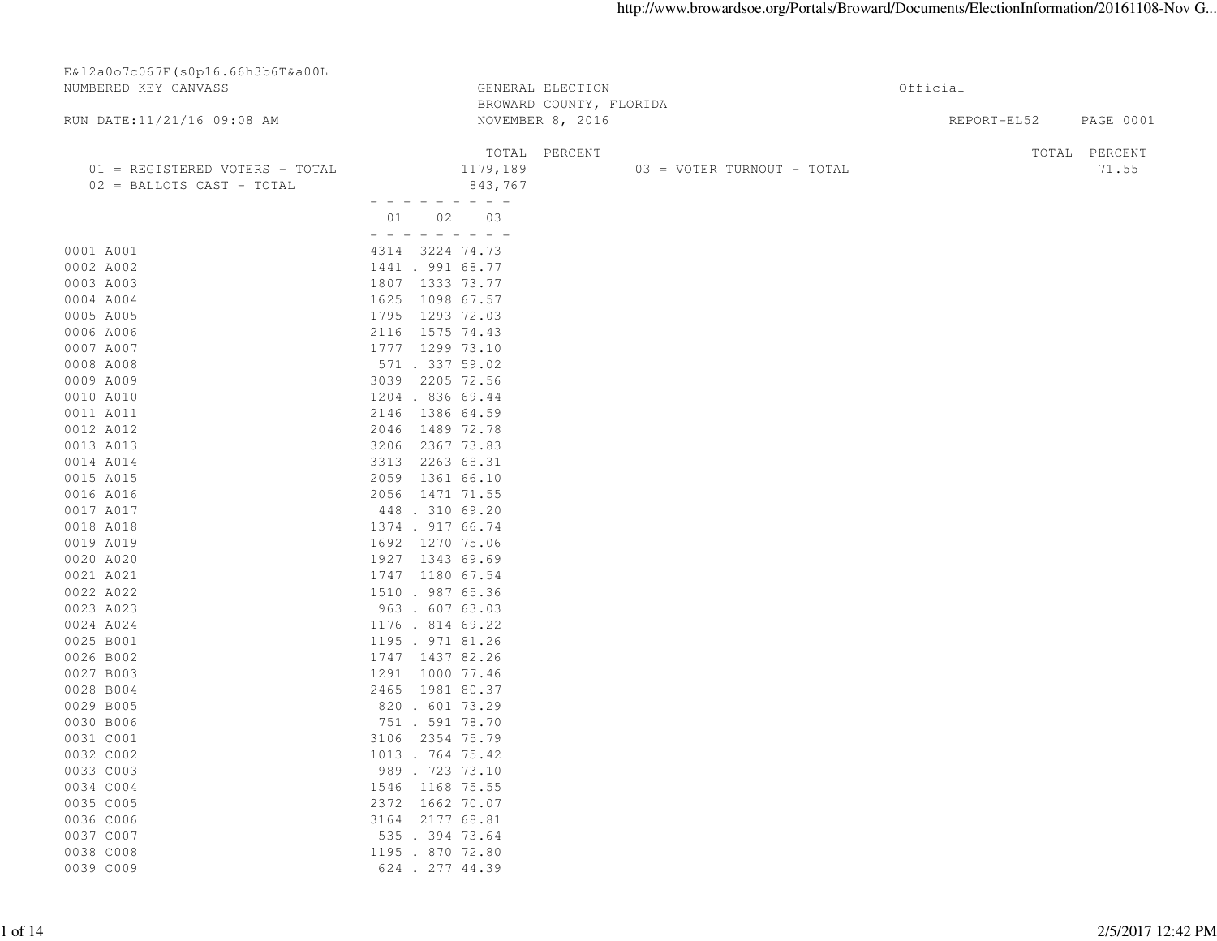E&l2a0o7c067F(s0p16.66h3b6T&a00L

NUMBERED KEY CANVASS

GENERAL ELECTION
BROWARD COUNTY, FLORIDA
NOVEMBER 8, 2016

Official

RUN DATE:11/21/16 09:08 AM

REPORT-EL52 PAGE 0001

| | TOTAL | PERCENT | | TOTAL | PERCENT |
|---|---|---|---|---|---|
| 01 = REGISTERED VOTERS - TOTAL | 1179,189 | | 03 = VOTER TURNOUT - TOTAL | | 71.55 |
| 02 = BALLOTS CAST - TOTAL | 843,767 | | | | |

| | 01 | 02 | 03 |
|---|---|---|---|
| 0001 A001 | 4314 | 3224 | 74.73 |
| 0002 A002 | 1441 | . 991 | 68.77 |
| 0003 A003 | 1807 | 1333 | 73.77 |
| 0004 A004 | 1625 | 1098 | 67.57 |
| 0005 A005 | 1795 | 1293 | 72.03 |
| 0006 A006 | 2116 | 1575 | 74.43 |
| 0007 A007 | 1777 | 1299 | 73.10 |
| 0008 A008 | 571 | . 337 | 59.02 |
| 0009 A009 | 3039 | 2205 | 72.56 |
| 0010 A010 | 1204 | . 836 | 69.44 |
| 0011 A011 | 2146 | 1386 | 64.59 |
| 0012 A012 | 2046 | 1489 | 72.78 |
| 0013 A013 | 3206 | 2367 | 73.83 |
| 0014 A014 | 3313 | 2263 | 68.31 |
| 0015 A015 | 2059 | 1361 | 66.10 |
| 0016 A016 | 2056 | 1471 | 71.55 |
| 0017 A017 | 448 | . 310 | 69.20 |
| 0018 A018 | 1374 | . 917 | 66.74 |
| 0019 A019 | 1692 | 1270 | 75.06 |
| 0020 A020 | 1927 | 1343 | 69.69 |
| 0021 A021 | 1747 | 1180 | 67.54 |
| 0022 A022 | 1510 | . 987 | 65.36 |
| 0023 A023 | 963 | . 607 | 63.03 |
| 0024 A024 | 1176 | . 814 | 69.22 |
| 0025 B001 | 1195 | . 971 | 81.26 |
| 0026 B002 | 1747 | 1437 | 82.26 |
| 0027 B003 | 1291 | 1000 | 77.46 |
| 0028 B004 | 2465 | 1981 | 80.37 |
| 0029 B005 | 820 | . 601 | 73.29 |
| 0030 B006 | 751 | . 591 | 78.70 |
| 0031 C001 | 3106 | 2354 | 75.79 |
| 0032 C002 | 1013 | . 764 | 75.42 |
| 0033 C003 | 989 | . 723 | 73.10 |
| 0034 C004 | 1546 | 1168 | 75.55 |
| 0035 C005 | 2372 | 1662 | 70.07 |
| 0036 C006 | 3164 | 2177 | 68.81 |
| 0037 C007 | 535 | . 394 | 73.64 |
| 0038 C008 | 1195 | . 870 | 72.80 |
| 0039 C009 | 624 | . 277 | 44.39 |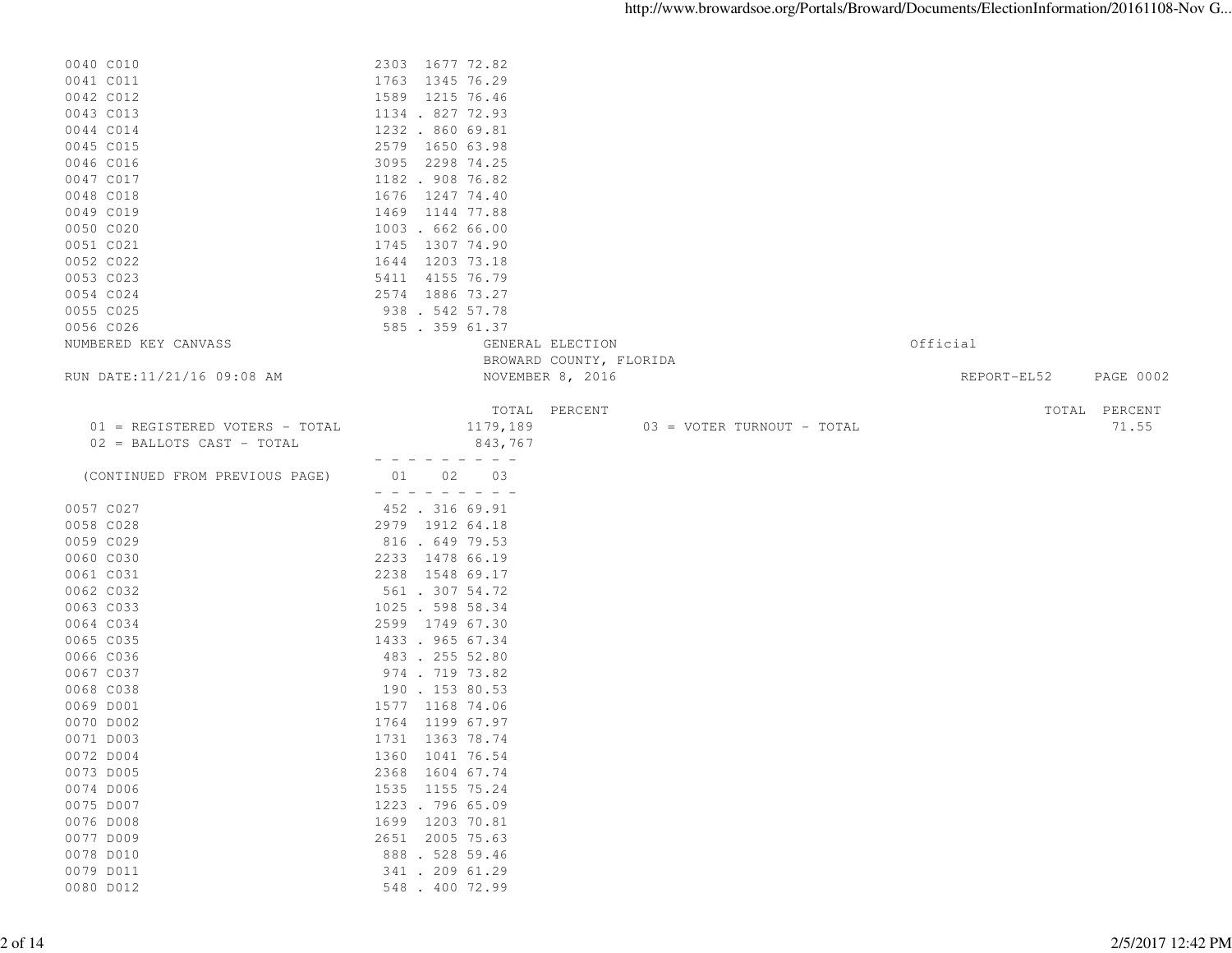| Precinct | 01 | 02 | 03 |
|---|---|---|---|
| 0040 C010 | 2303 | 1677 | 72.82 |
| 0041 C011 | 1763 | 1345 | 76.29 |
| 0042 C012 | 1589 | 1215 | 76.46 |
| 0043 C013 | 1134 | . 827 | 72.93 |
| 0044 C014 | 1232 | . 860 | 69.81 |
| 0045 C015 | 2579 | 1650 | 63.98 |
| 0046 C016 | 3095 | 2298 | 74.25 |
| 0047 C017 | 1182 | . 908 | 76.82 |
| 0048 C018 | 1676 | 1247 | 74.40 |
| 0049 C019 | 1469 | 1144 | 77.88 |
| 0050 C020 | 1003 | . 662 | 66.00 |
| 0051 C021 | 1745 | 1307 | 74.90 |
| 0052 C022 | 1644 | 1203 | 73.18 |
| 0053 C023 | 5411 | 4155 | 76.79 |
| 0054 C024 | 2574 | 1886 | 73.27 |
| 0055 C025 | 938 | . 542 | 57.78 |
| 0056 C026 | 585 | . 359 | 61.37 |

NUMBERED KEY CANVASS — GENERAL ELECTION — Official

BROWARD COUNTY, FLORIDA

RUN DATE:11/21/16 09:08 AM — NOVEMBER 8, 2016 — REPORT-EL52 PAGE 0002

| | TOTAL | PERCENT |
|---|---|---|
| 01 = REGISTERED VOTERS - TOTAL | 1179,189 | |
| 02 = BALLOTS CAST - TOTAL | 843,767 | |
| 03 = VOTER TURNOUT - TOTAL | | 71.55 |

| (CONTINUED FROM PREVIOUS PAGE) | 01 | 02 | 03 |
|---|---|---|---|
| 0057 C027 | 452 | . 316 | 69.91 |
| 0058 C028 | 2979 | 1912 | 64.18 |
| 0059 C029 | 816 | . 649 | 79.53 |
| 0060 C030 | 2233 | 1478 | 66.19 |
| 0061 C031 | 2238 | 1548 | 69.17 |
| 0062 C032 | 561 | . 307 | 54.72 |
| 0063 C033 | 1025 | . 598 | 58.34 |
| 0064 C034 | 2599 | 1749 | 67.30 |
| 0065 C035 | 1433 | . 965 | 67.34 |
| 0066 C036 | 483 | . 255 | 52.80 |
| 0067 C037 | 974 | . 719 | 73.82 |
| 0068 C038 | 190 | . 153 | 80.53 |
| 0069 D001 | 1577 | 1168 | 74.06 |
| 0070 D002 | 1764 | 1199 | 67.97 |
| 0071 D003 | 1731 | 1363 | 78.74 |
| 0072 D004 | 1360 | 1041 | 76.54 |
| 0073 D005 | 2368 | 1604 | 67.74 |
| 0074 D006 | 1535 | 1155 | 75.24 |
| 0075 D007 | 1223 | . 796 | 65.09 |
| 0076 D008 | 1699 | 1203 | 70.81 |
| 0077 D009 | 2651 | 2005 | 75.63 |
| 0078 D010 | 888 | . 528 | 59.46 |
| 0079 D011 | 341 | . 209 | 61.29 |
| 0080 D012 | 548 | . 400 | 72.99 |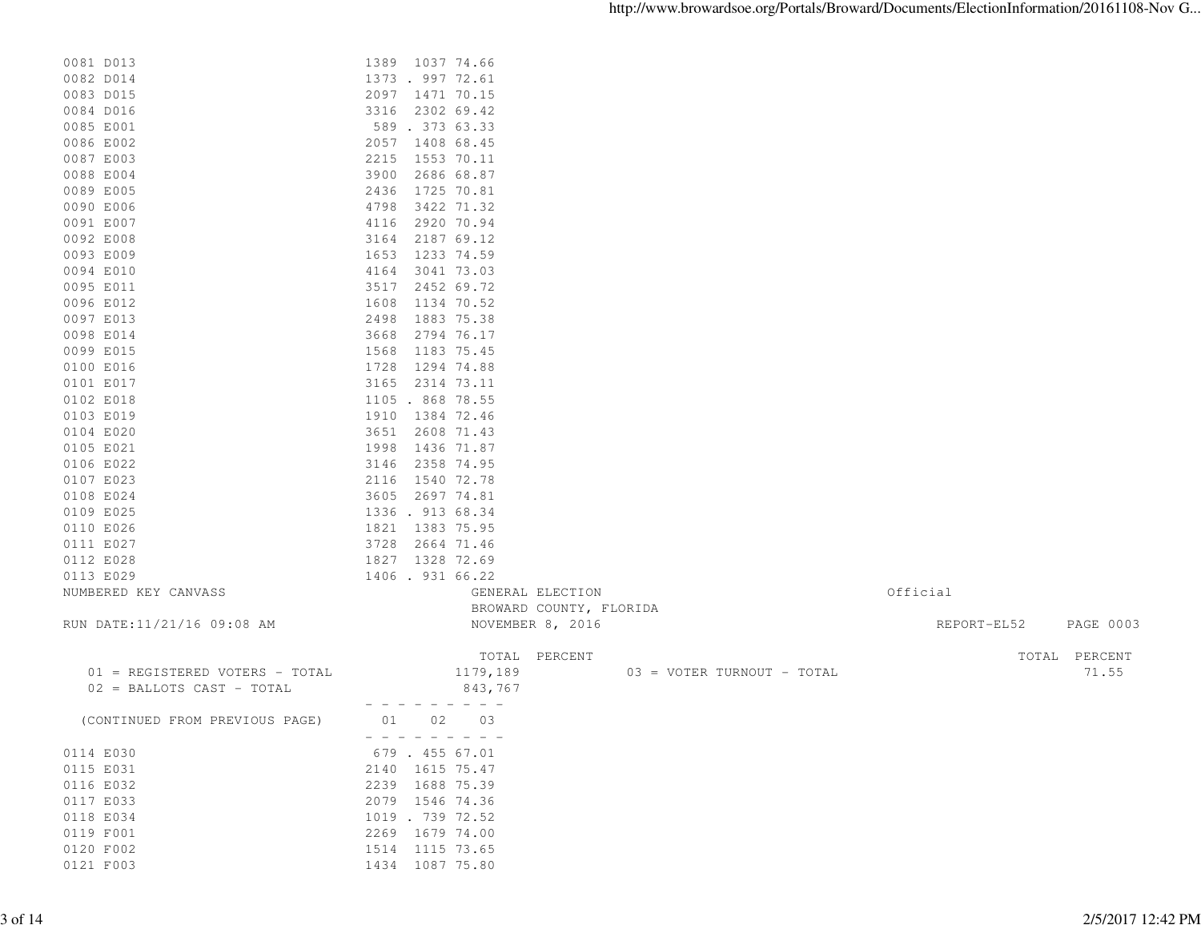| Precinct | | 01 | 02 | 03 |
|---|---|---|---|---|
| 0081 | D013 | 1389 | 1037 | 74.66 |
| 0082 | D014 | 1373 | . 997 | 72.61 |
| 0083 | D015 | 2097 | 1471 | 70.15 |
| 0084 | D016 | 3316 | 2302 | 69.42 |
| 0085 | E001 | 589 | . 373 | 63.33 |
| 0086 | E002 | 2057 | 1408 | 68.45 |
| 0087 | E003 | 2215 | 1553 | 70.11 |
| 0088 | E004 | 3900 | 2686 | 68.87 |
| 0089 | E005 | 2436 | 1725 | 70.81 |
| 0090 | E006 | 4798 | 3422 | 71.32 |
| 0091 | E007 | 4116 | 2920 | 70.94 |
| 0092 | E008 | 3164 | 2187 | 69.12 |
| 0093 | E009 | 1653 | 1233 | 74.59 |
| 0094 | E010 | 4164 | 3041 | 73.03 |
| 0095 | E011 | 3517 | 2452 | 69.72 |
| 0096 | E012 | 1608 | 1134 | 70.52 |
| 0097 | E013 | 2498 | 1883 | 75.38 |
| 0098 | E014 | 3668 | 2794 | 76.17 |
| 0099 | E015 | 1568 | 1183 | 75.45 |
| 0100 | E016 | 1728 | 1294 | 74.88 |
| 0101 | E017 | 3165 | 2314 | 73.11 |
| 0102 | E018 | 1105 | . 868 | 78.55 |
| 0103 | E019 | 1910 | 1384 | 72.46 |
| 0104 | E020 | 3651 | 2608 | 71.43 |
| 0105 | E021 | 1998 | 1436 | 71.87 |
| 0106 | E022 | 3146 | 2358 | 74.95 |
| 0107 | E023 | 2116 | 1540 | 72.78 |
| 0108 | E024 | 3605 | 2697 | 74.81 |
| 0109 | E025 | 1336 | . 913 | 68.34 |
| 0110 | E026 | 1821 | 1383 | 75.95 |
| 0111 | E027 | 3728 | 2664 | 71.46 |
| 0112 | E028 | 1827 | 1328 | 72.69 |
| 0113 | E029 | 1406 | . 931 | 66.22 |

NUMBERED KEY CANVASS

GENERAL ELECTION
BROWARD COUNTY, FLORIDA
NOVEMBER 8, 2016

Official

RUN DATE:11/21/16 09:08 AM

REPORT-EL52 PAGE 0003

| | TOTAL | PERCENT | | TOTAL | PERCENT |
|---|---|---|---|---|---|
| 01 = REGISTERED VOTERS - TOTAL | 1179,189 | | 03 = VOTER TURNOUT - TOTAL | | 71.55 |
| 02 = BALLOTS CAST - TOTAL | 843,767 | | | | |

(CONTINUED FROM PREVIOUS PAGE)

| Precinct | | 01 | 02 | 03 |
|---|---|---|---|---|
| 0114 | E030 | 679 | . 455 | 67.01 |
| 0115 | E031 | 2140 | 1615 | 75.47 |
| 0116 | E032 | 2239 | 1688 | 75.39 |
| 0117 | E033 | 2079 | 1546 | 74.36 |
| 0118 | E034 | 1019 | . 739 | 72.52 |
| 0119 | F001 | 2269 | 1679 | 74.00 |
| 0120 | F002 | 1514 | 1115 | 73.65 |
| 0121 | F003 | 1434 | 1087 | 75.80 |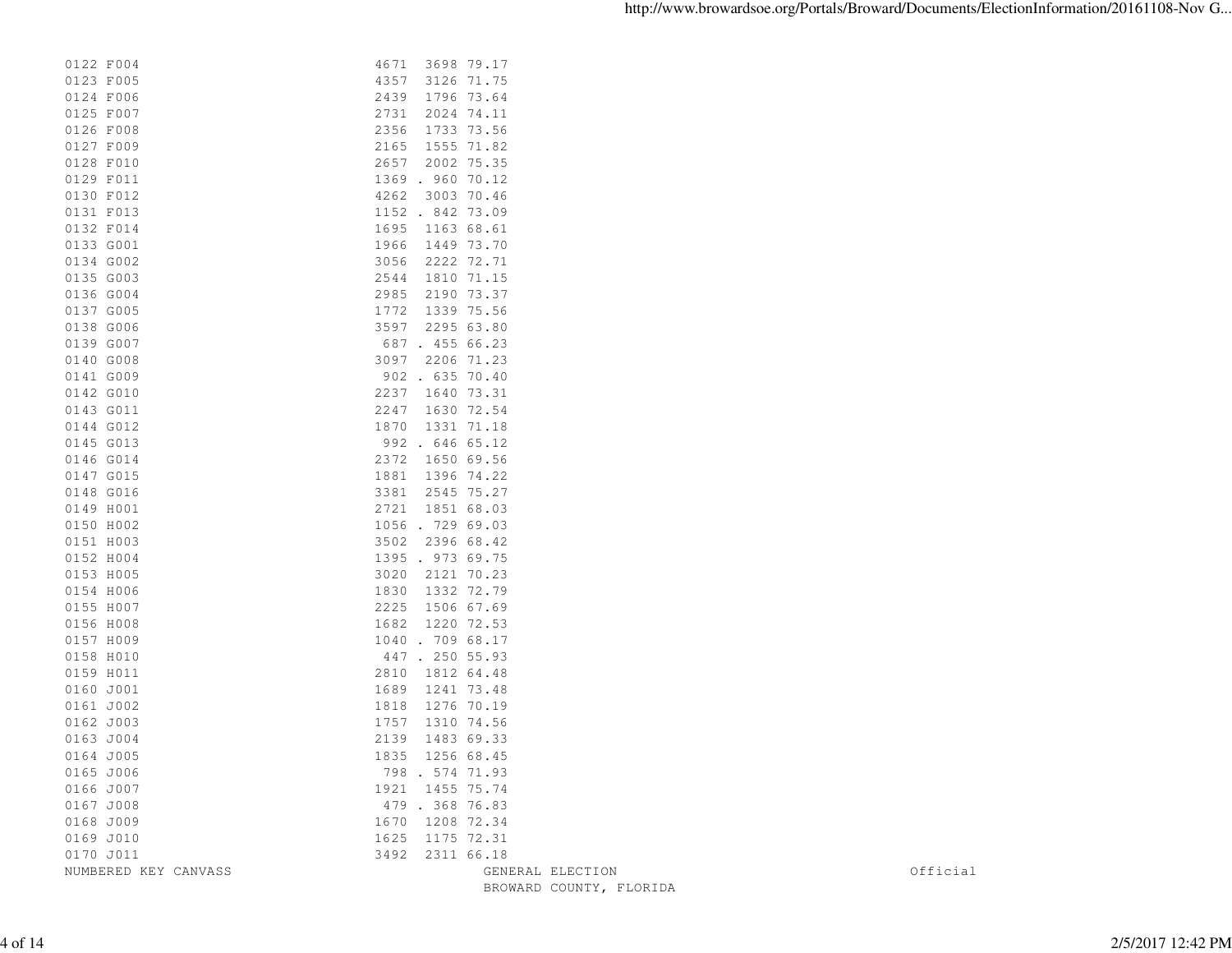| | | | | |
|---|---|---|---|---|
| 0122 | F004 | 4671 | 3698 | 79.17 |
| 0123 | F005 | 4357 | 3126 | 71.75 |
| 0124 | F006 | 2439 | 1796 | 73.64 |
| 0125 | F007 | 2731 | 2024 | 74.11 |
| 0126 | F008 | 2356 | 1733 | 73.56 |
| 0127 | F009 | 2165 | 1555 | 71.82 |
| 0128 | F010 | 2657 | 2002 | 75.35 |
| 0129 | F011 | 1369 | . 960 | 70.12 |
| 0130 | F012 | 4262 | 3003 | 70.46 |
| 0131 | F013 | 1152 | . 842 | 73.09 |
| 0132 | F014 | 1695 | 1163 | 68.61 |
| 0133 | G001 | 1966 | 1449 | 73.70 |
| 0134 | G002 | 3056 | 2222 | 72.71 |
| 0135 | G003 | 2544 | 1810 | 71.15 |
| 0136 | G004 | 2985 | 2190 | 73.37 |
| 0137 | G005 | 1772 | 1339 | 75.56 |
| 0138 | G006 | 3597 | 2295 | 63.80 |
| 0139 | G007 | 687 | . 455 | 66.23 |
| 0140 | G008 | 3097 | 2206 | 71.23 |
| 0141 | G009 | 902 | . 635 | 70.40 |
| 0142 | G010 | 2237 | 1640 | 73.31 |
| 0143 | G011 | 2247 | 1630 | 72.54 |
| 0144 | G012 | 1870 | 1331 | 71.18 |
| 0145 | G013 | 992 | . 646 | 65.12 |
| 0146 | G014 | 2372 | 1650 | 69.56 |
| 0147 | G015 | 1881 | 1396 | 74.22 |
| 0148 | G016 | 3381 | 2545 | 75.27 |
| 0149 | H001 | 2721 | 1851 | 68.03 |
| 0150 | H002 | 1056 | . 729 | 69.03 |
| 0151 | H003 | 3502 | 2396 | 68.42 |
| 0152 | H004 | 1395 | . 973 | 69.75 |
| 0153 | H005 | 3020 | 2121 | 70.23 |
| 0154 | H006 | 1830 | 1332 | 72.79 |
| 0155 | H007 | 2225 | 1506 | 67.69 |
| 0156 | H008 | 1682 | 1220 | 72.53 |
| 0157 | H009 | 1040 | . 709 | 68.17 |
| 0158 | H010 | 447 | . 250 | 55.93 |
| 0159 | H011 | 2810 | 1812 | 64.48 |
| 0160 | J001 | 1689 | 1241 | 73.48 |
| 0161 | J002 | 1818 | 1276 | 70.19 |
| 0162 | J003 | 1757 | 1310 | 74.56 |
| 0163 | J004 | 2139 | 1483 | 69.33 |
| 0164 | J005 | 1835 | 1256 | 68.45 |
| 0165 | J006 | 798 | . 574 | 71.93 |
| 0166 | J007 | 1921 | 1455 | 75.74 |
| 0167 | J008 | 479 | . 368 | 76.83 |
| 0168 | J009 | 1670 | 1208 | 72.34 |
| 0169 | J010 | 1625 | 1175 | 72.31 |
| 0170 | J011 | 3492 | 2311 | 66.18 |

NUMBERED KEY CANVASS GENERAL ELECTION Official
BROWARD COUNTY, FLORIDA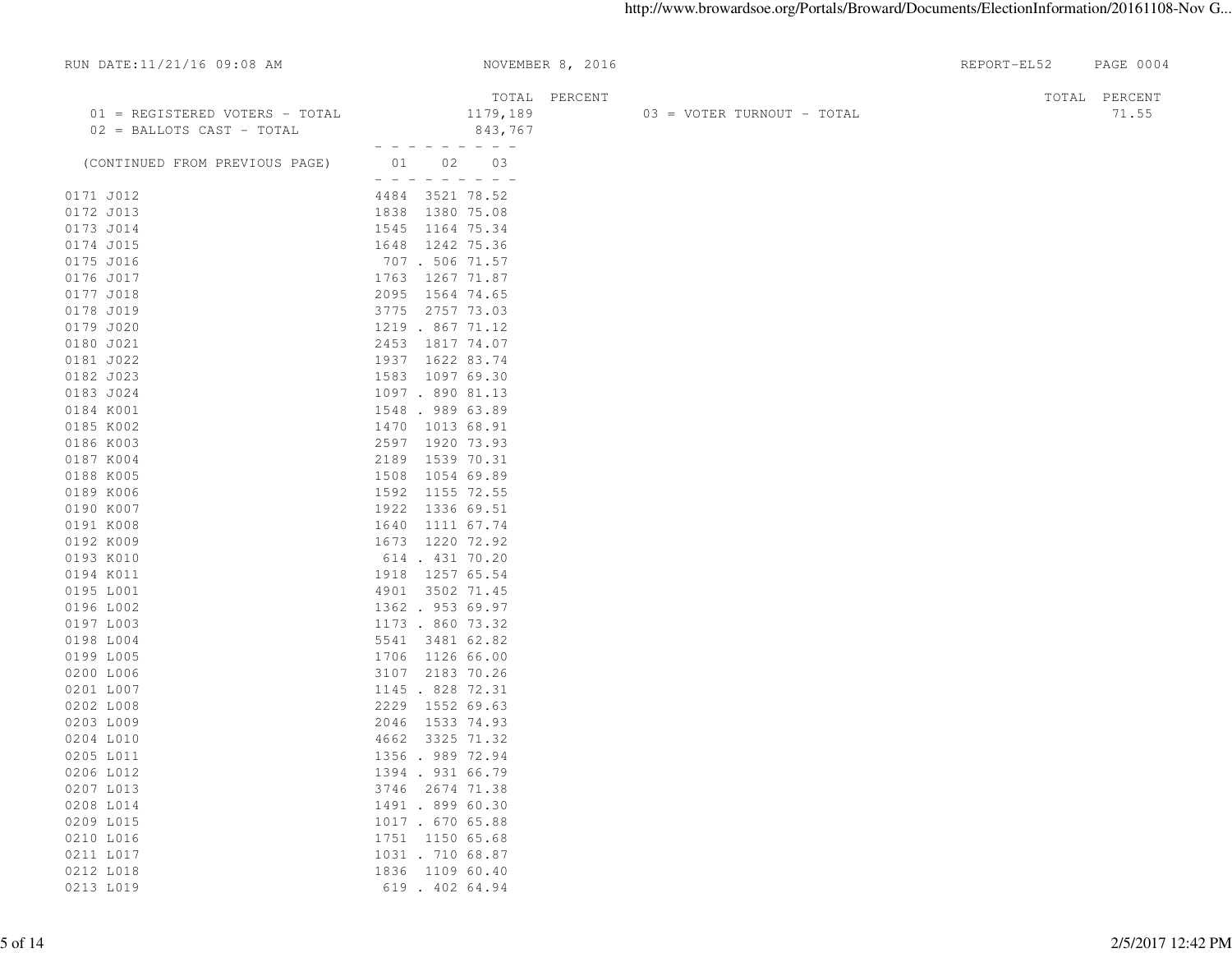RUN DATE:11/21/16 09:08 AM NOVEMBER 8, 2016 REPORT-EL52 PAGE 0004

| | TOTAL | PERCENT |
|---|---|---|
| 01 = REGISTERED VOTERS - TOTAL | 1179,189 | |
| 02 = BALLOTS CAST - TOTAL | 843,767 | |
| 03 = VOTER TURNOUT - TOTAL | | 71.55 |

(CONTINUED FROM PREVIOUS PAGE)

| Precinct | 01 | 02 | 03 |
|---|---|---|---|
| 0171 J012 | 4484 | 3521 | 78.52 |
| 0172 J013 | 1838 | 1380 | 75.08 |
| 0173 J014 | 1545 | 1164 | 75.34 |
| 0174 J015 | 1648 | 1242 | 75.36 |
| 0175 J016 | 707 | 506 | 71.57 |
| 0176 J017 | 1763 | 1267 | 71.87 |
| 0177 J018 | 2095 | 1564 | 74.65 |
| 0178 J019 | 3775 | 2757 | 73.03 |
| 0179 J020 | 1219 | 867 | 71.12 |
| 0180 J021 | 2453 | 1817 | 74.07 |
| 0181 J022 | 1937 | 1622 | 83.74 |
| 0182 J023 | 1583 | 1097 | 69.30 |
| 0183 J024 | 1097 | 890 | 81.13 |
| 0184 K001 | 1548 | 989 | 63.89 |
| 0185 K002 | 1470 | 1013 | 68.91 |
| 0186 K003 | 2597 | 1920 | 73.93 |
| 0187 K004 | 2189 | 1539 | 70.31 |
| 0188 K005 | 1508 | 1054 | 69.89 |
| 0189 K006 | 1592 | 1155 | 72.55 |
| 0190 K007 | 1922 | 1336 | 69.51 |
| 0191 K008 | 1640 | 1111 | 67.74 |
| 0192 K009 | 1673 | 1220 | 72.92 |
| 0193 K010 | 614 | 431 | 70.20 |
| 0194 K011 | 1918 | 1257 | 65.54 |
| 0195 L001 | 4901 | 3502 | 71.45 |
| 0196 L002 | 1362 | 953 | 69.97 |
| 0197 L003 | 1173 | 860 | 73.32 |
| 0198 L004 | 5541 | 3481 | 62.82 |
| 0199 L005 | 1706 | 1126 | 66.00 |
| 0200 L006 | 3107 | 2183 | 70.26 |
| 0201 L007 | 1145 | 828 | 72.31 |
| 0202 L008 | 2229 | 1552 | 69.63 |
| 0203 L009 | 2046 | 1533 | 74.93 |
| 0204 L010 | 4662 | 3325 | 71.32 |
| 0205 L011 | 1356 | 989 | 72.94 |
| 0206 L012 | 1394 | 931 | 66.79 |
| 0207 L013 | 3746 | 2674 | 71.38 |
| 0208 L014 | 1491 | 899 | 60.30 |
| 0209 L015 | 1017 | 670 | 65.88 |
| 0210 L016 | 1751 | 1150 | 65.68 |
| 0211 L017 | 1031 | 710 | 68.87 |
| 0212 L018 | 1836 | 1109 | 60.40 |
| 0213 L019 | 619 | 402 | 64.94 |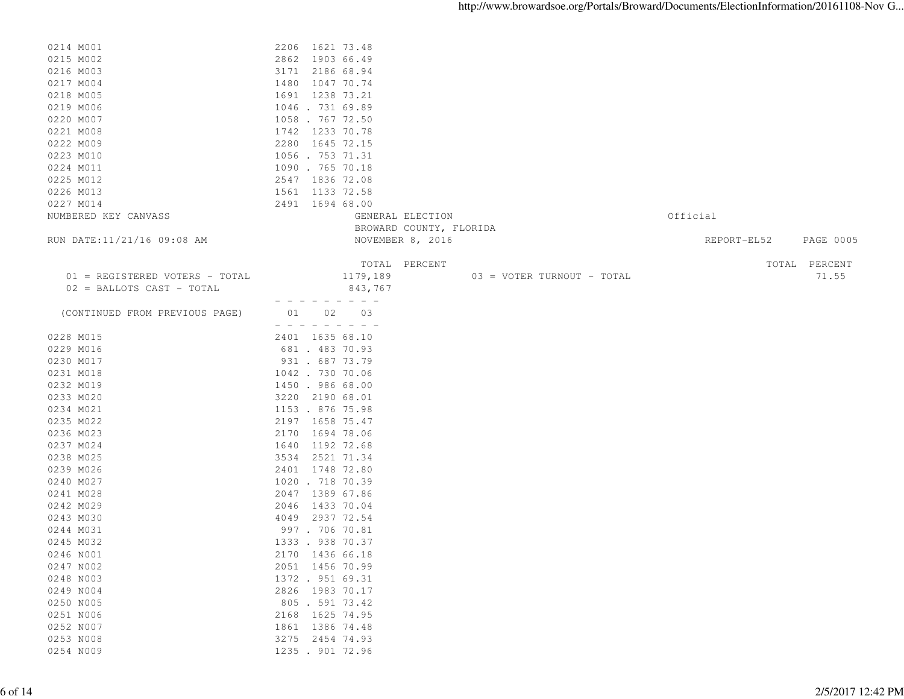| Precinct | 01 | 02 | 03 |
|---|---|---|---|
| 0214 M001 | 2206 | 1621 | 73.48 |
| 0215 M002 | 2862 | 1903 | 66.49 |
| 0216 M003 | 3171 | 2186 | 68.94 |
| 0217 M004 | 1480 | 1047 | 70.74 |
| 0218 M005 | 1691 | 1238 | 73.21 |
| 0219 M006 | 1046 | . 731 | 69.89 |
| 0220 M007 | 1058 | . 767 | 72.50 |
| 0221 M008 | 1742 | 1233 | 70.78 |
| 0222 M009 | 2280 | 1645 | 72.15 |
| 0223 M010 | 1056 | . 753 | 71.31 |
| 0224 M011 | 1090 | . 765 | 70.18 |
| 0225 M012 | 2547 | 1836 | 72.08 |
| 0226 M013 | 1561 | 1133 | 72.58 |
| 0227 M014 | 2491 | 1694 | 68.00 |

NUMBERED KEY CANVASS — GENERAL ELECTION — BROWARD COUNTY, FLORIDA — NOVEMBER 8, 2016 — Official

RUN DATE:11/21/16 09:08 AM — REPORT-EL52 — PAGE 0005

| | TOTAL | PERCENT |
|---|---|---|
| 01 = REGISTERED VOTERS - TOTAL | 1179,189 | |
| 02 = BALLOTS CAST - TOTAL | 843,767 | |
| 03 = VOTER TURNOUT - TOTAL | | 71.55 |

(CONTINUED FROM PREVIOUS PAGE)

| Precinct | 01 | 02 | 03 |
|---|---|---|---|
| 0228 M015 | 2401 | 1635 | 68.10 |
| 0229 M016 | 681 | . 483 | 70.93 |
| 0230 M017 | 931 | . 687 | 73.79 |
| 0231 M018 | 1042 | . 730 | 70.06 |
| 0232 M019 | 1450 | . 986 | 68.00 |
| 0233 M020 | 3220 | 2190 | 68.01 |
| 0234 M021 | 1153 | . 876 | 75.98 |
| 0235 M022 | 2197 | 1658 | 75.47 |
| 0236 M023 | 2170 | 1694 | 78.06 |
| 0237 M024 | 1640 | 1192 | 72.68 |
| 0238 M025 | 3534 | 2521 | 71.34 |
| 0239 M026 | 2401 | 1748 | 72.80 |
| 0240 M027 | 1020 | . 718 | 70.39 |
| 0241 M028 | 2047 | 1389 | 67.86 |
| 0242 M029 | 2046 | 1433 | 70.04 |
| 0243 M030 | 4049 | 2937 | 72.54 |
| 0244 M031 | 997 | . 706 | 70.81 |
| 0245 M032 | 1333 | . 938 | 70.37 |
| 0246 N001 | 2170 | 1436 | 66.18 |
| 0247 N002 | 2051 | 1456 | 70.99 |
| 0248 N003 | 1372 | . 951 | 69.31 |
| 0249 N004 | 2826 | 1983 | 70.17 |
| 0250 N005 | 805 | . 591 | 73.42 |
| 0251 N006 | 2168 | 1625 | 74.95 |
| 0252 N007 | 1861 | 1386 | 74.48 |
| 0253 N008 | 3275 | 2454 | 74.93 |
| 0254 N009 | 1235 | . 901 | 72.96 |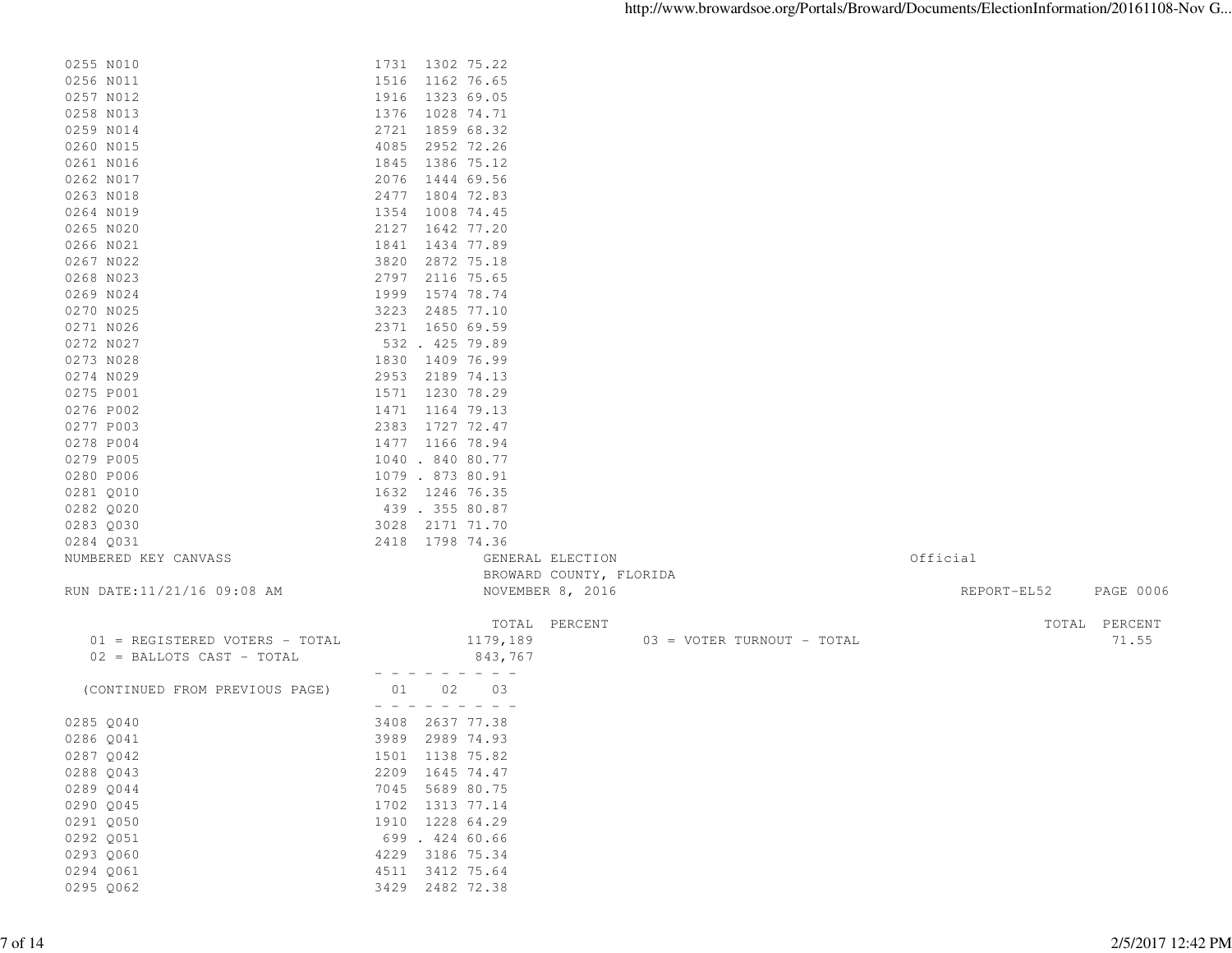| | 01 | 02 | 03 |
|---|---|---|---|
| 0255 N010 | 1731 | 1302 | 75.22 |
| 0256 N011 | 1516 | 1162 | 76.65 |
| 0257 N012 | 1916 | 1323 | 69.05 |
| 0258 N013 | 1376 | 1028 | 74.71 |
| 0259 N014 | 2721 | 1859 | 68.32 |
| 0260 N015 | 4085 | 2952 | 72.26 |
| 0261 N016 | 1845 | 1386 | 75.12 |
| 0262 N017 | 2076 | 1444 | 69.56 |
| 0263 N018 | 2477 | 1804 | 72.83 |
| 0264 N019 | 1354 | 1008 | 74.45 |
| 0265 N020 | 2127 | 1642 | 77.20 |
| 0266 N021 | 1841 | 1434 | 77.89 |
| 0267 N022 | 3820 | 2872 | 75.18 |
| 0268 N023 | 2797 | 2116 | 75.65 |
| 0269 N024 | 1999 | 1574 | 78.74 |
| 0270 N025 | 3223 | 2485 | 77.10 |
| 0271 N026 | 2371 | 1650 | 69.59 |
| 0272 N027 | 532 . | 425 | 79.89 |
| 0273 N028 | 1830 | 1409 | 76.99 |
| 0274 N029 | 2953 | 2189 | 74.13 |
| 0275 P001 | 1571 | 1230 | 78.29 |
| 0276 P002 | 1471 | 1164 | 79.13 |
| 0277 P003 | 2383 | 1727 | 72.47 |
| 0278 P004 | 1477 | 1166 | 78.94 |
| 0279 P005 | 1040 . | 840 | 80.77 |
| 0280 P006 | 1079 . | 873 | 80.91 |
| 0281 Q010 | 1632 | 1246 | 76.35 |
| 0282 Q020 | 439 . | 355 | 80.87 |
| 0283 Q030 | 3028 | 2171 | 71.70 |
| 0284 Q031 | 2418 | 1798 | 74.36 |

NUMBERED KEY CANVASS — GENERAL ELECTION — BROWARD COUNTY, FLORIDA — NOVEMBER 8, 2016 — Official

RUN DATE:11/21/16 09:08 AM — REPORT-EL52 — PAGE 0006

| | TOTAL | PERCENT |
|---|---|---|
| 01 = REGISTERED VOTERS - TOTAL | 1179,189 | |
| 02 = BALLOTS CAST - TOTAL | 843,767 | |
| 03 = VOTER TURNOUT - TOTAL | | 71.55 |

| (CONTINUED FROM PREVIOUS PAGE) | 01 | 02 | 03 |
|---|---|---|---|
| 0285 Q040 | 3408 | 2637 | 77.38 |
| 0286 Q041 | 3989 | 2989 | 74.93 |
| 0287 Q042 | 1501 | 1138 | 75.82 |
| 0288 Q043 | 2209 | 1645 | 74.47 |
| 0289 Q044 | 7045 | 5689 | 80.75 |
| 0290 Q045 | 1702 | 1313 | 77.14 |
| 0291 Q050 | 1910 | 1228 | 64.29 |
| 0292 Q051 | 699 . | 424 | 60.66 |
| 0293 Q060 | 4229 | 3186 | 75.34 |
| 0294 Q061 | 4511 | 3412 | 75.64 |
| 0295 Q062 | 3429 | 2482 | 72.38 |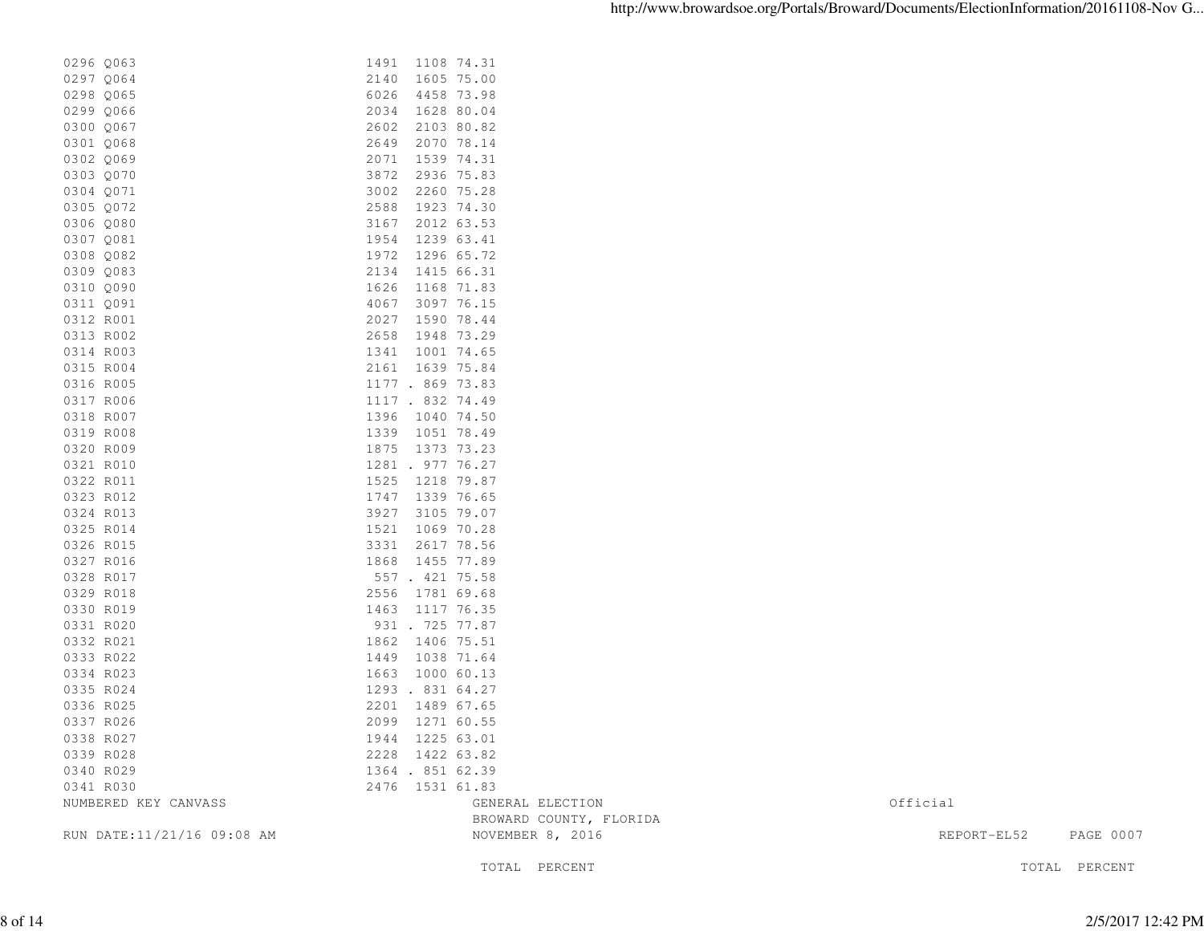```
0296 Q063                         1491  1108 74.31
0297 Q064                         2140  1605 75.00
0298 Q065                         6026  4458 73.98
0299 Q066                         2034  1628 80.04
0300 Q067                         2602  2103 80.82
0301 Q068                         2649  2070 78.14
0302 Q069                         2071  1539 74.31
0303 Q070                         3872  2936 75.83
0304 Q071                         3002  2260 75.28
0305 Q072                         2588  1923 74.30
0306 Q080                         3167  2012 63.53
0307 Q081                         1954  1239 63.41
0308 Q082                         1972  1296 65.72
0309 Q083                         2134  1415 66.31
0310 Q090                         1626  1168 71.83
0311 Q091                         4067  3097 76.15
0312 R001                         2027  1590 78.44
0313 R002                         2658  1948 73.29
0314 R003                         1341  1001 74.65
0315 R004                         2161  1639 75.84
0316 R005                         1177 . 869 73.83
0317 R006                         1117 . 832 74.49
0318 R007                         1396  1040 74.50
0319 R008                         1339  1051 78.49
0320 R009                         1875  1373 73.23
0321 R010                         1281 . 977 76.27
0322 R011                         1525  1218 79.87
0323 R012                         1747  1339 76.65
0324 R013                         3927  3105 79.07
0325 R014                         1521  1069 70.28
0326 R015                         3331  2617 78.56
0327 R016                         1868  1455 77.89
0328 R017                          557 . 421 75.58
0329 R018                         2556  1781 69.68
0330 R019                         1463  1117 76.35
0331 R020                          931 . 725 77.87
0332 R021                         1862  1406 75.51
0333 R022                         1449  1038 71.64
0334 R023                         1663  1000 60.13
0335 R024                         1293 . 831 64.27
0336 R025                         2201  1489 67.65
0337 R026                         2099  1271 60.55
0338 R027                         1944  1225 63.01
0339 R028                         2228  1422 63.82
0340 R029                         1364 . 851 62.39
0341 R030                         2476  1531 61.83
NUMBERED KEY CANVASS                     GENERAL ELECTION                        Official
                                         BROWARD COUNTY, FLORIDA
RUN DATE:11/21/16 09:08 AM               NOVEMBER 8, 2016                        REPORT-EL52     PAGE 0007

                                          TOTAL  PERCENT                                         TOTAL  PERCENT
```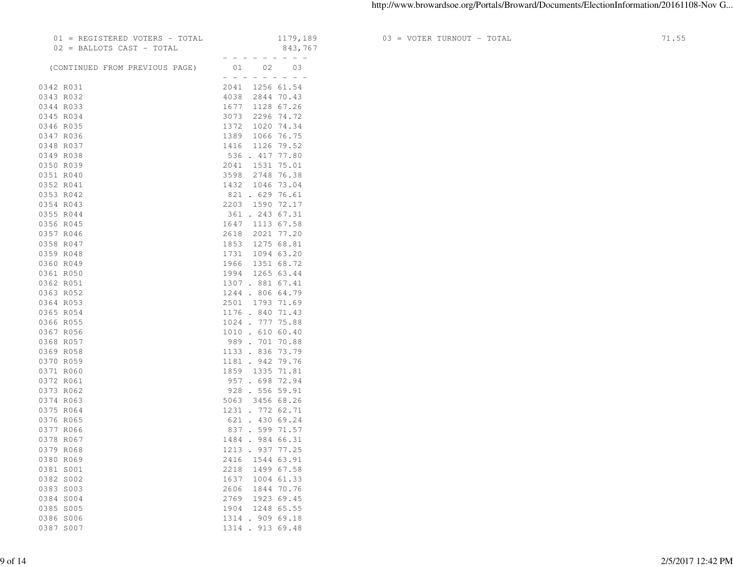01 = REGISTERED VOTERS - TOTAL 1179,189

02 = BALLOTS CAST - TOTAL 843,767

03 = VOTER TURNOUT - TOTAL 71.55

(CONTINUED FROM PREVIOUS PAGE)

| | 01 | 02 | 03 |
|---|---|---|---|
| 0342 R031 | 2041 | 1256 | 61.54 |
| 0343 R032 | 4038 | 2844 | 70.43 |
| 0344 R033 | 1677 | 1128 | 67.26 |
| 0345 R034 | 3073 | 2296 | 74.72 |
| 0346 R035 | 1372 | 1020 | 74.34 |
| 0347 R036 | 1389 | 1066 | 76.75 |
| 0348 R037 | 1416 | 1126 | 79.52 |
| 0349 R038 | 536 | . 417 | 77.80 |
| 0350 R039 | 2041 | 1531 | 75.01 |
| 0351 R040 | 3598 | 2748 | 76.38 |
| 0352 R041 | 1432 | 1046 | 73.04 |
| 0353 R042 | 821 | . 629 | 76.61 |
| 0354 R043 | 2203 | 1590 | 72.17 |
| 0355 R044 | 361 | . 243 | 67.31 |
| 0356 R045 | 1647 | 1113 | 67.58 |
| 0357 R046 | 2618 | 2021 | 77.20 |
| 0358 R047 | 1853 | 1275 | 68.81 |
| 0359 R048 | 1731 | 1094 | 63.20 |
| 0360 R049 | 1966 | 1351 | 68.72 |
| 0361 R050 | 1994 | 1265 | 63.44 |
| 0362 R051 | 1307 | . 881 | 67.41 |
| 0363 R052 | 1244 | . 806 | 64.79 |
| 0364 R053 | 2501 | 1793 | 71.69 |
| 0365 R054 | 1176 | . 840 | 71.43 |
| 0366 R055 | 1024 | . 777 | 75.88 |
| 0367 R056 | 1010 | . 610 | 60.40 |
| 0368 R057 | 989 | . 701 | 70.88 |
| 0369 R058 | 1133 | . 836 | 73.79 |
| 0370 R059 | 1181 | . 942 | 79.76 |
| 0371 R060 | 1859 | 1335 | 71.81 |
| 0372 R061 | 957 | . 698 | 72.94 |
| 0373 R062 | 928 | . 556 | 59.91 |
| 0374 R063 | 5063 | 3456 | 68.26 |
| 0375 R064 | 1231 | . 772 | 62.71 |
| 0376 R065 | 621 | . 430 | 69.24 |
| 0377 R066 | 837 | . 599 | 71.57 |
| 0378 R067 | 1484 | . 984 | 66.31 |
| 0379 R068 | 1213 | . 937 | 77.25 |
| 0380 R069 | 2416 | 1544 | 63.91 |
| 0381 S001 | 2218 | 1499 | 67.58 |
| 0382 S002 | 1637 | 1004 | 61.33 |
| 0383 S003 | 2606 | 1844 | 70.76 |
| 0384 S004 | 2769 | 1923 | 69.45 |
| 0385 S005 | 1904 | 1248 | 65.55 |
| 0386 S006 | 1314 | . 909 | 69.18 |
| 0387 S007 | 1314 | . 913 | 69.48 |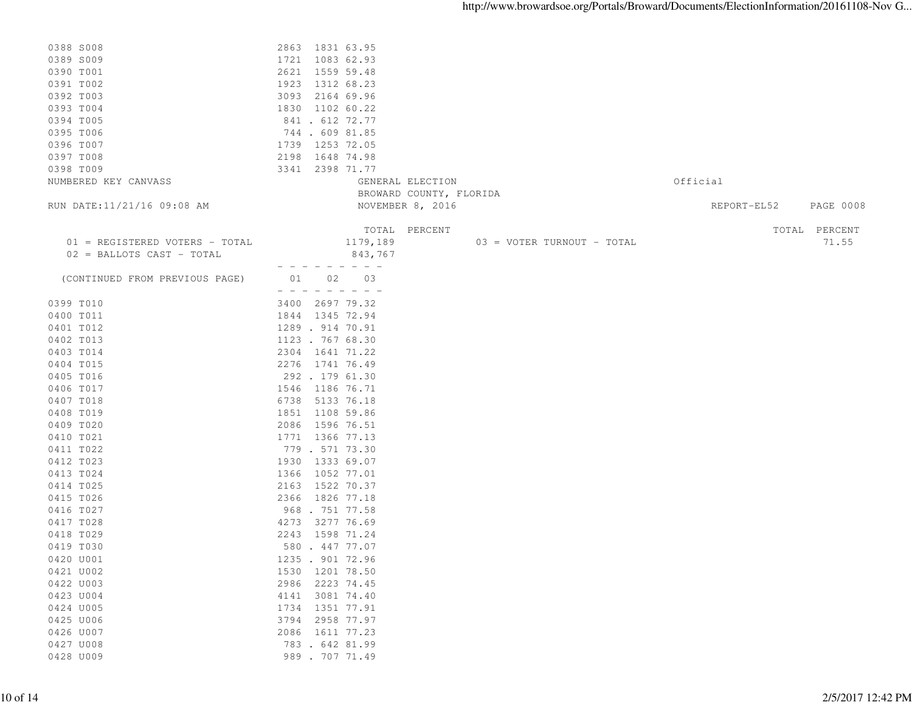| Precinct | 01 | 02 | 03 |
|---|---|---|---|
| 0388 S008 | 2863 | 1831 | 63.95 |
| 0389 S009 | 1721 | 1083 | 62.93 |
| 0390 T001 | 2621 | 1559 | 59.48 |
| 0391 T002 | 1923 | 1312 | 68.23 |
| 0392 T003 | 3093 | 2164 | 69.96 |
| 0393 T004 | 1830 | 1102 | 60.22 |
| 0394 T005 | 841 | . 612 | 72.77 |
| 0395 T006 | 744 | . 609 | 81.85 |
| 0396 T007 | 1739 | 1253 | 72.05 |
| 0397 T008 | 2198 | 1648 | 74.98 |
| 0398 T009 | 3341 | 2398 | 71.77 |

NUMBERED KEY CANVASS — GENERAL ELECTION — Official

BROWARD COUNTY, FLORIDA

RUN DATE:11/21/16 09:08 AM — NOVEMBER 8, 2016 — REPORT-EL52 PAGE 0008

| | TOTAL | PERCENT |
|---|---|---|
| 01 = REGISTERED VOTERS - TOTAL | 1179,189 | |
| 02 = BALLOTS CAST - TOTAL | 843,767 | |
| 03 = VOTER TURNOUT - TOTAL | | 71.55 |

| (CONTINUED FROM PREVIOUS PAGE) | 01 | 02 | 03 |
|---|---|---|---|
| 0399 T010 | 3400 | 2697 | 79.32 |
| 0400 T011 | 1844 | 1345 | 72.94 |
| 0401 T012 | 1289 | . 914 | 70.91 |
| 0402 T013 | 1123 | . 767 | 68.30 |
| 0403 T014 | 2304 | 1641 | 71.22 |
| 0404 T015 | 2276 | 1741 | 76.49 |
| 0405 T016 | 292 | . 179 | 61.30 |
| 0406 T017 | 1546 | 1186 | 76.71 |
| 0407 T018 | 6738 | 5133 | 76.18 |
| 0408 T019 | 1851 | 1108 | 59.86 |
| 0409 T020 | 2086 | 1596 | 76.51 |
| 0410 T021 | 1771 | 1366 | 77.13 |
| 0411 T022 | 779 | . 571 | 73.30 |
| 0412 T023 | 1930 | 1333 | 69.07 |
| 0413 T024 | 1366 | 1052 | 77.01 |
| 0414 T025 | 2163 | 1522 | 70.37 |
| 0415 T026 | 2366 | 1826 | 77.18 |
| 0416 T027 | 968 | . 751 | 77.58 |
| 0417 T028 | 4273 | 3277 | 76.69 |
| 0418 T029 | 2243 | 1598 | 71.24 |
| 0419 T030 | 580 | . 447 | 77.07 |
| 0420 U001 | 1235 | . 901 | 72.96 |
| 0421 U002 | 1530 | 1201 | 78.50 |
| 0422 U003 | 2986 | 2223 | 74.45 |
| 0423 U004 | 4141 | 3081 | 74.40 |
| 0424 U005 | 1734 | 1351 | 77.91 |
| 0425 U006 | 3794 | 2958 | 77.97 |
| 0426 U007 | 2086 | 1611 | 77.23 |
| 0427 U008 | 783 | . 642 | 81.99 |
| 0428 U009 | 989 | . 707 | 71.49 |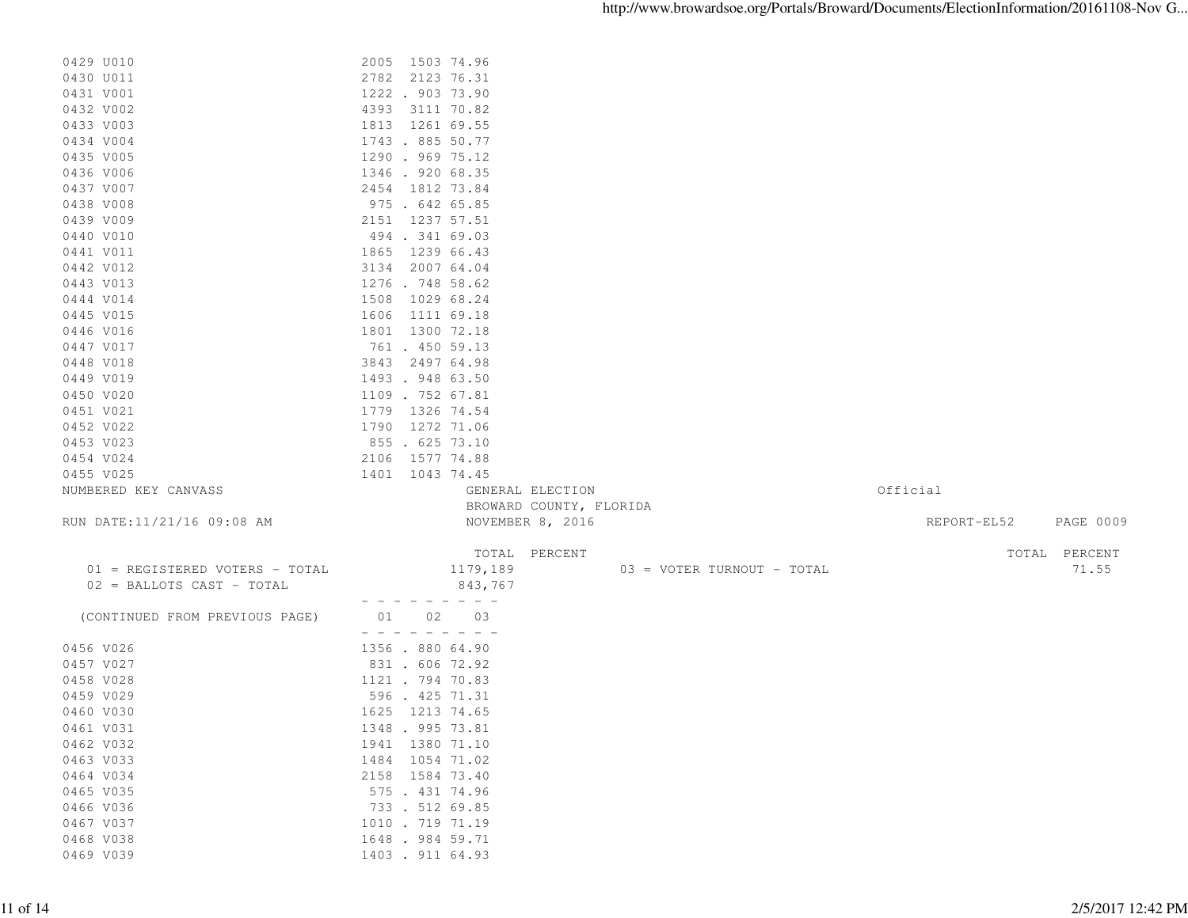| | 01 | 02 | 03 |
|---|---|---|---|
| 0429 U010 | 2005 | 1503 | 74.96 |
| 0430 U011 | 2782 | 2123 | 76.31 |
| 0431 V001 | 1222 | 903 | 73.90 |
| 0432 V002 | 4393 | 3111 | 70.82 |
| 0433 V003 | 1813 | 1261 | 69.55 |
| 0434 V004 | 1743 | 885 | 50.77 |
| 0435 V005 | 1290 | 969 | 75.12 |
| 0436 V006 | 1346 | 920 | 68.35 |
| 0437 V007 | 2454 | 1812 | 73.84 |
| 0438 V008 | 975 | 642 | 65.85 |
| 0439 V009 | 2151 | 1237 | 57.51 |
| 0440 V010 | 494 | 341 | 69.03 |
| 0441 V011 | 1865 | 1239 | 66.43 |
| 0442 V012 | 3134 | 2007 | 64.04 |
| 0443 V013 | 1276 | 748 | 58.62 |
| 0444 V014 | 1508 | 1029 | 68.24 |
| 0445 V015 | 1606 | 1111 | 69.18 |
| 0446 V016 | 1801 | 1300 | 72.18 |
| 0447 V017 | 761 | 450 | 59.13 |
| 0448 V018 | 3843 | 2497 | 64.98 |
| 0449 V019 | 1493 | 948 | 63.50 |
| 0450 V020 | 1109 | 752 | 67.81 |
| 0451 V021 | 1779 | 1326 | 74.54 |
| 0452 V022 | 1790 | 1272 | 71.06 |
| 0453 V023 | 855 | 625 | 73.10 |
| 0454 V024 | 2106 | 1577 | 74.88 |
| 0455 V025 | 1401 | 1043 | 74.45 |

NUMBERED KEY CANVASS — GENERAL ELECTION — BROWARD COUNTY, FLORIDA — NOVEMBER 8, 2016 — Official

RUN DATE:11/21/16 09:08 AM — REPORT-EL52 — PAGE 0009

| | TOTAL | PERCENT | | TOTAL | PERCENT |
|---|---|---|---|---|---|
| 01 = REGISTERED VOTERS - TOTAL | 1,179,189 | | 03 = VOTER TURNOUT - TOTAL | | 71.55 |
| 02 = BALLOTS CAST - TOTAL | 843,767 | | | | |

| (CONTINUED FROM PREVIOUS PAGE) | 01 | 02 | 03 |
|---|---|---|---|
| 0456 V026 | 1356 | 880 | 64.90 |
| 0457 V027 | 831 | 606 | 72.92 |
| 0458 V028 | 1121 | 794 | 70.83 |
| 0459 V029 | 596 | 425 | 71.31 |
| 0460 V030 | 1625 | 1213 | 74.65 |
| 0461 V031 | 1348 | 995 | 73.81 |
| 0462 V032 | 1941 | 1380 | 71.10 |
| 0463 V033 | 1484 | 1054 | 71.02 |
| 0464 V034 | 2158 | 1584 | 73.40 |
| 0465 V035 | 575 | 431 | 74.96 |
| 0466 V036 | 733 | 512 | 69.85 |
| 0467 V037 | 1010 | 719 | 71.19 |
| 0468 V038 | 1648 | 984 | 59.71 |
| 0469 V039 | 1403 | 911 | 64.93 |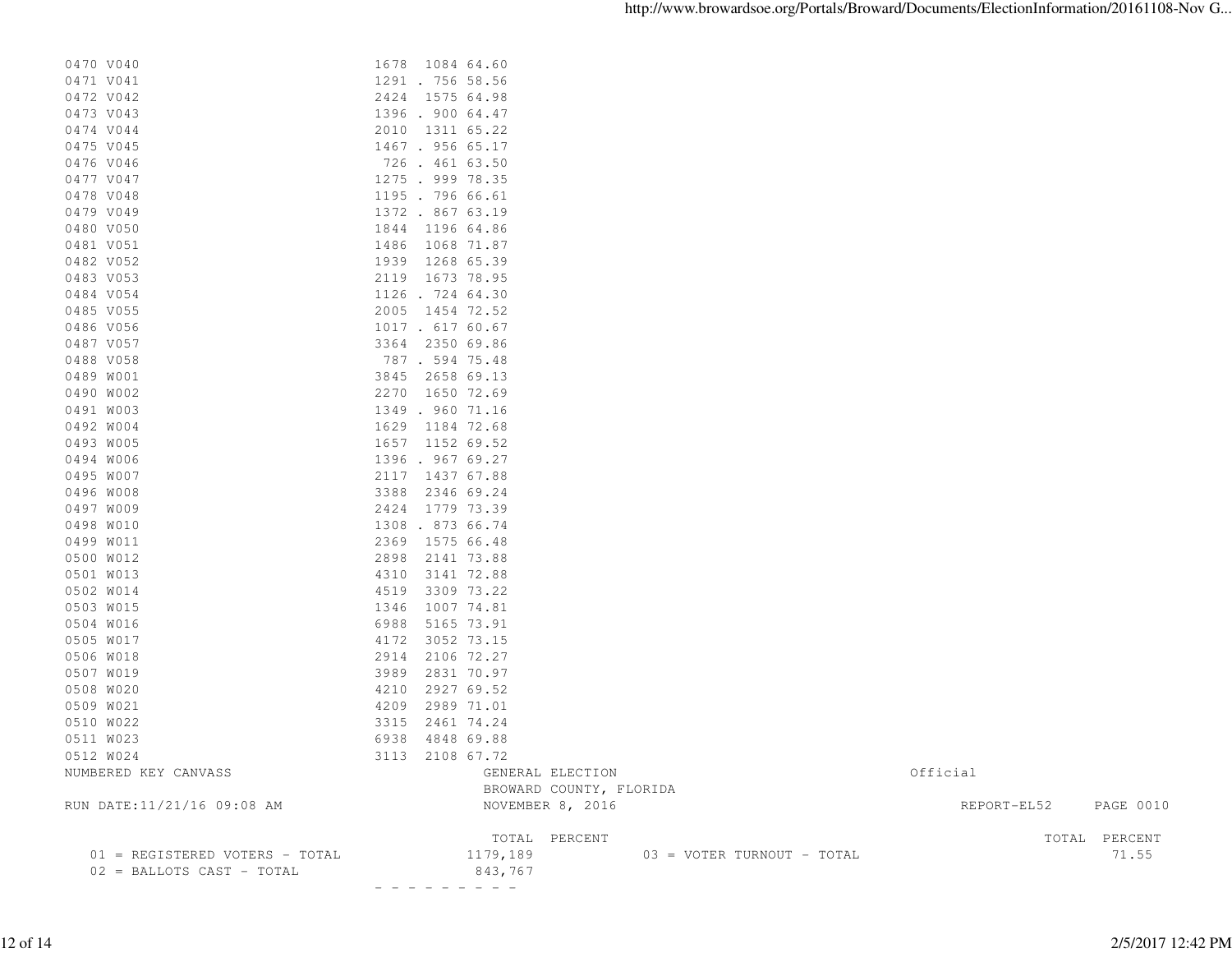| | | | | |
|---|---|---|---|---|
| 0470 | V040 | 1678 | 1084 | 64.60 |
| 0471 | V041 | 1291 | . 756 | 58.56 |
| 0472 | V042 | 2424 | 1575 | 64.98 |
| 0473 | V043 | 1396 | . 900 | 64.47 |
| 0474 | V044 | 2010 | 1311 | 65.22 |
| 0475 | V045 | 1467 | . 956 | 65.17 |
| 0476 | V046 | 726 | . 461 | 63.50 |
| 0477 | V047 | 1275 | . 999 | 78.35 |
| 0478 | V048 | 1195 | . 796 | 66.61 |
| 0479 | V049 | 1372 | . 867 | 63.19 |
| 0480 | V050 | 1844 | 1196 | 64.86 |
| 0481 | V051 | 1486 | 1068 | 71.87 |
| 0482 | V052 | 1939 | 1268 | 65.39 |
| 0483 | V053 | 2119 | 1673 | 78.95 |
| 0484 | V054 | 1126 | . 724 | 64.30 |
| 0485 | V055 | 2005 | 1454 | 72.52 |
| 0486 | V056 | 1017 | . 617 | 60.67 |
| 0487 | V057 | 3364 | 2350 | 69.86 |
| 0488 | V058 | 787 | . 594 | 75.48 |
| 0489 | W001 | 3845 | 2658 | 69.13 |
| 0490 | W002 | 2270 | 1650 | 72.69 |
| 0491 | W003 | 1349 | . 960 | 71.16 |
| 0492 | W004 | 1629 | 1184 | 72.68 |
| 0493 | W005 | 1657 | 1152 | 69.52 |
| 0494 | W006 | 1396 | . 967 | 69.27 |
| 0495 | W007 | 2117 | 1437 | 67.88 |
| 0496 | W008 | 3388 | 2346 | 69.24 |
| 0497 | W009 | 2424 | 1779 | 73.39 |
| 0498 | W010 | 1308 | . 873 | 66.74 |
| 0499 | W011 | 2369 | 1575 | 66.48 |
| 0500 | W012 | 2898 | 2141 | 73.88 |
| 0501 | W013 | 4310 | 3141 | 72.88 |
| 0502 | W014 | 4519 | 3309 | 73.22 |
| 0503 | W015 | 1346 | 1007 | 74.81 |
| 0504 | W016 | 6988 | 5165 | 73.91 |
| 0505 | W017 | 4172 | 3052 | 73.15 |
| 0506 | W018 | 2914 | 2106 | 72.27 |
| 0507 | W019 | 3989 | 2831 | 70.97 |
| 0508 | W020 | 4210 | 2927 | 69.52 |
| 0509 | W021 | 4209 | 2989 | 71.01 |
| 0510 | W022 | 3315 | 2461 | 74.24 |
| 0511 | W023 | 6938 | 4848 | 69.88 |
| 0512 | W024 | 3113 | 2108 | 67.72 |

NUMBERED KEY CANVASS — GENERAL ELECTION — Official

BROWARD COUNTY, FLORIDA

RUN DATE:11/21/16 09:08 AM — NOVEMBER 8, 2016 — REPORT-EL52 PAGE 0010

| | TOTAL | PERCENT | | TOTAL | PERCENT |
|---|---|---|---|---|---|
| 01 = REGISTERED VOTERS - TOTAL | 1179,189 | | 03 = VOTER TURNOUT - TOTAL | | 71.55 |
| 02 = BALLOTS CAST - TOTAL | 843,767 | | | | |

\- - - - - - - - -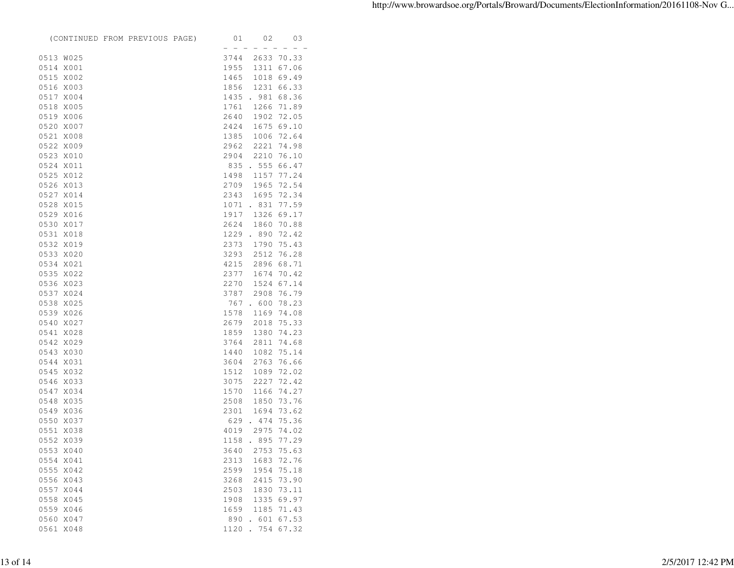(CONTINUED FROM PREVIOUS PAGE)

| | 01 | 02 | 03 |
|---|---|---|---|
| 0513 W025 | 3744 | 2633 | 70.33 |
| 0514 X001 | 1955 | 1311 | 67.06 |
| 0515 X002 | 1465 | 1018 | 69.49 |
| 0516 X003 | 1856 | 1231 | 66.33 |
| 0517 X004 | 1435 | . 981 | 68.36 |
| 0518 X005 | 1761 | 1266 | 71.89 |
| 0519 X006 | 2640 | 1902 | 72.05 |
| 0520 X007 | 2424 | 1675 | 69.10 |
| 0521 X008 | 1385 | 1006 | 72.64 |
| 0522 X009 | 2962 | 2221 | 74.98 |
| 0523 X010 | 2904 | 2210 | 76.10 |
| 0524 X011 | 835 | . 555 | 66.47 |
| 0525 X012 | 1498 | 1157 | 77.24 |
| 0526 X013 | 2709 | 1965 | 72.54 |
| 0527 X014 | 2343 | 1695 | 72.34 |
| 0528 X015 | 1071 | . 831 | 77.59 |
| 0529 X016 | 1917 | 1326 | 69.17 |
| 0530 X017 | 2624 | 1860 | 70.88 |
| 0531 X018 | 1229 | . 890 | 72.42 |
| 0532 X019 | 2373 | 1790 | 75.43 |
| 0533 X020 | 3293 | 2512 | 76.28 |
| 0534 X021 | 4215 | 2896 | 68.71 |
| 0535 X022 | 2377 | 1674 | 70.42 |
| 0536 X023 | 2270 | 1524 | 67.14 |
| 0537 X024 | 3787 | 2908 | 76.79 |
| 0538 X025 | 767 | . 600 | 78.23 |
| 0539 X026 | 1578 | 1169 | 74.08 |
| 0540 X027 | 2679 | 2018 | 75.33 |
| 0541 X028 | 1859 | 1380 | 74.23 |
| 0542 X029 | 3764 | 2811 | 74.68 |
| 0543 X030 | 1440 | 1082 | 75.14 |
| 0544 X031 | 3604 | 2763 | 76.66 |
| 0545 X032 | 1512 | 1089 | 72.02 |
| 0546 X033 | 3075 | 2227 | 72.42 |
| 0547 X034 | 1570 | 1166 | 74.27 |
| 0548 X035 | 2508 | 1850 | 73.76 |
| 0549 X036 | 2301 | 1694 | 73.62 |
| 0550 X037 | 629 | . 474 | 75.36 |
| 0551 X038 | 4019 | 2975 | 74.02 |
| 0552 X039 | 1158 | . 895 | 77.29 |
| 0553 X040 | 3640 | 2753 | 75.63 |
| 0554 X041 | 2313 | 1683 | 72.76 |
| 0555 X042 | 2599 | 1954 | 75.18 |
| 0556 X043 | 3268 | 2415 | 73.90 |
| 0557 X044 | 2503 | 1830 | 73.11 |
| 0558 X045 | 1908 | 1335 | 69.97 |
| 0559 X046 | 1659 | 1185 | 71.43 |
| 0560 X047 | 890 | . 601 | 67.53 |
| 0561 X048 | 1120 | . 754 | 67.32 |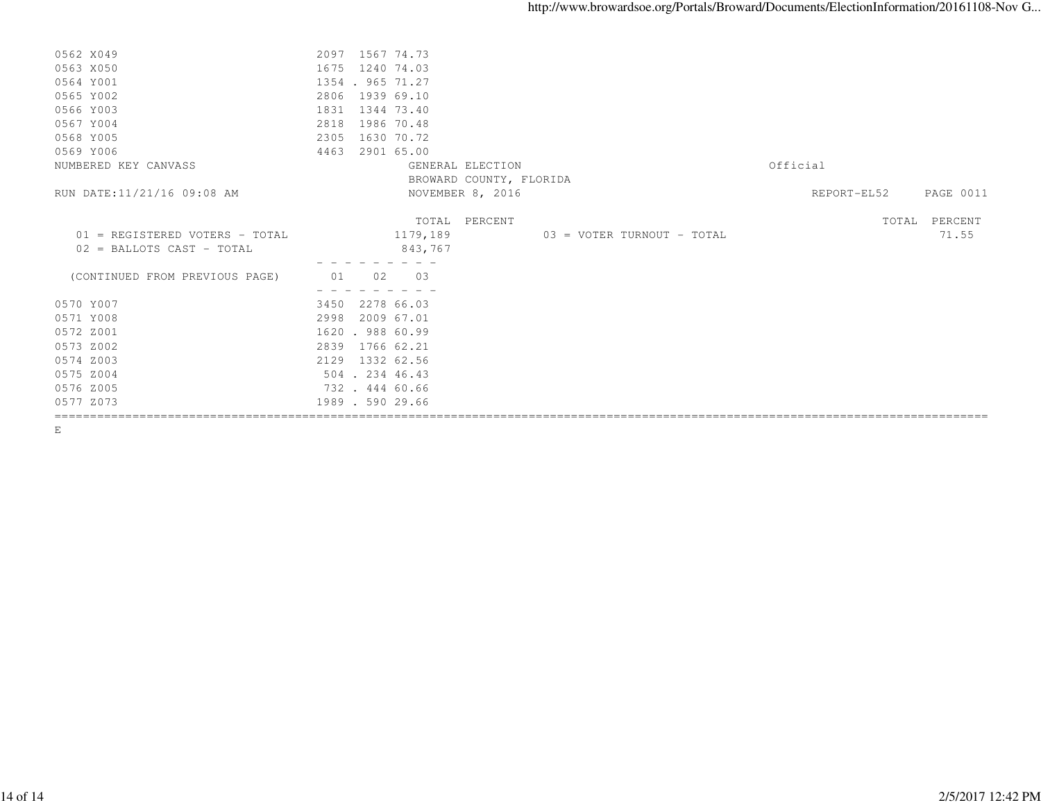| | 01 | 02 | 03 |
|---|---|---|---|
| 0562 X049 | 2097 | 1567 | 74.73 |
| 0563 X050 | 1675 | 1240 | 74.03 |
| 0564 Y001 | 1354 | . 965 | 71.27 |
| 0565 Y002 | 2806 | 1939 | 69.10 |
| 0566 Y003 | 1831 | 1344 | 73.40 |
| 0567 Y004 | 2818 | 1986 | 70.48 |
| 0568 Y005 | 2305 | 1630 | 70.72 |
| 0569 Y006 | 4463 | 2901 | 65.00 |

NUMBERED KEY CANVASS

GENERAL ELECTION
BROWARD COUNTY, FLORIDA
NOVEMBER 8, 2016

Official

RUN DATE:11/21/16 09:08 AM

REPORT-EL52 PAGE 0011

| | TOTAL | PERCENT | | TOTAL | PERCENT |
|---|---|---|---|---|---|
| 01 = REGISTERED VOTERS - TOTAL | 1179,189 | | 03 = VOTER TURNOUT - TOTAL | | 71.55 |
| 02 = BALLOTS CAST - TOTAL | 843,767 | | | | |

(CONTINUED FROM PREVIOUS PAGE)

| | 01 | 02 | 03 |
|---|---|---|---|
| 0570 Y007 | 3450 | 2278 | 66.03 |
| 0571 Y008 | 2998 | 2009 | 67.01 |
| 0572 Z001 | 1620 | . 988 | 60.99 |
| 0573 Z002 | 2839 | 1766 | 62.21 |
| 0574 Z003 | 2129 | 1332 | 62.56 |
| 0575 Z004 | 504 | . 234 | 46.43 |
| 0576 Z005 | 732 | . 444 | 60.66 |
| 0577 Z073 | 1989 | . 590 | 29.66 |

E